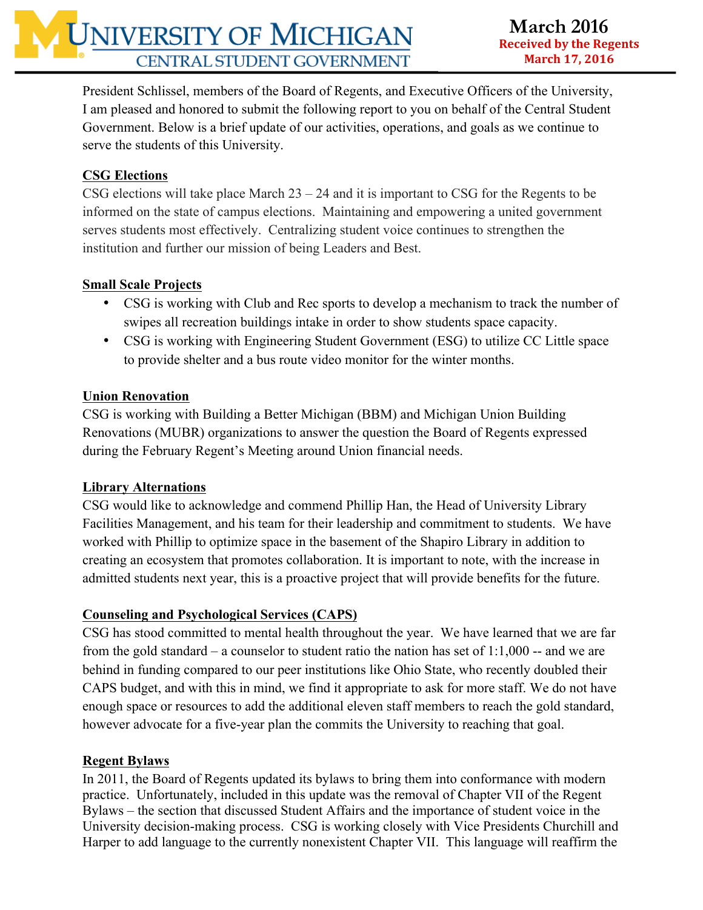# University of Michigan Central Student Government

**March 2016**
**Received by the Regents March 17, 2016**

President Schlissel, members of the Board of Regents, and Executive Officers of the University, I am pleased and honored to submit the following report to you on behalf of the Central Student Government. Below is a brief update of our activities, operations, and goals as we continue to serve the students of this University.

## CSG Elections

CSG elections will take place March 23 – 24 and it is important to CSG for the Regents to be informed on the state of campus elections. Maintaining and empowering a united government serves students most effectively. Centralizing student voice continues to strengthen the institution and further our mission of being Leaders and Best.

## Small Scale Projects

- CSG is working with Club and Rec sports to develop a mechanism to track the number of swipes all recreation buildings intake in order to show students space capacity.
- CSG is working with Engineering Student Government (ESG) to utilize CC Little space to provide shelter and a bus route video monitor for the winter months.

## Union Renovation

CSG is working with Building a Better Michigan (BBM) and Michigan Union Building Renovations (MUBR) organizations to answer the question the Board of Regents expressed during the February Regent's Meeting around Union financial needs.

## Library Alternations

CSG would like to acknowledge and commend Phillip Han, the Head of University Library Facilities Management, and his team for their leadership and commitment to students. We have worked with Phillip to optimize space in the basement of the Shapiro Library in addition to creating an ecosystem that promotes collaboration. It is important to note, with the increase in admitted students next year, this is a proactive project that will provide benefits for the future.

## Counseling and Psychological Services (CAPS)

CSG has stood committed to mental health throughout the year. We have learned that we are far from the gold standard – a counselor to student ratio the nation has set of 1:1,000 -- and we are behind in funding compared to our peer institutions like Ohio State, who recently doubled their CAPS budget, and with this in mind, we find it appropriate to ask for more staff. We do not have enough space or resources to add the additional eleven staff members to reach the gold standard, however advocate for a five-year plan the commits the University to reaching that goal.

## Regent Bylaws

In 2011, the Board of Regents updated its bylaws to bring them into conformance with modern practice. Unfortunately, included in this update was the removal of Chapter VII of the Regent Bylaws – the section that discussed Student Affairs and the importance of student voice in the University decision-making process. CSG is working closely with Vice Presidents Churchill and Harper to add language to the currently nonexistent Chapter VII. This language will reaffirm the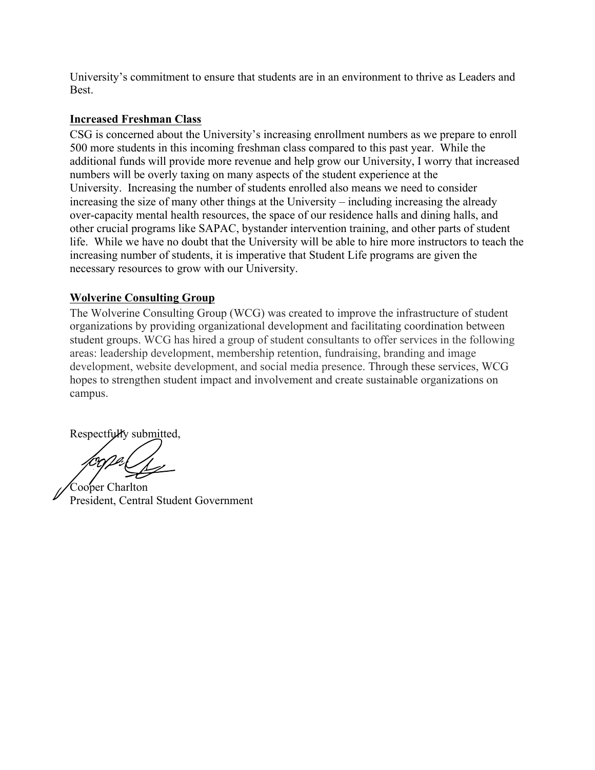University's commitment to ensure that students are in an environment to thrive as Leaders and Best.

**Increased Freshman Class**

CSG is concerned about the University's increasing enrollment numbers as we prepare to enroll 500 more students in this incoming freshman class compared to this past year. While the additional funds will provide more revenue and help grow our University, I worry that increased numbers will be overly taxing on many aspects of the student experience at the University. Increasing the number of students enrolled also means we need to consider increasing the size of many other things at the University – including increasing the already over-capacity mental health resources, the space of our residence halls and dining halls, and other crucial programs like SAPAC, bystander intervention training, and other parts of student life. While we have no doubt that the University will be able to hire more instructors to teach the increasing number of students, it is imperative that Student Life programs are given the necessary resources to grow with our University.

**Wolverine Consulting Group**

The Wolverine Consulting Group (WCG) was created to improve the infrastructure of student organizations by providing organizational development and facilitating coordination between student groups. WCG has hired a group of student consultants to offer services in the following areas: leadership development, membership retention, fundraising, branding and image development, website development, and social media presence. Through these services, WCG hopes to strengthen student impact and involvement and create sustainable organizations on campus.

Respectfully submitted,

Cooper Charlton
President, Central Student Government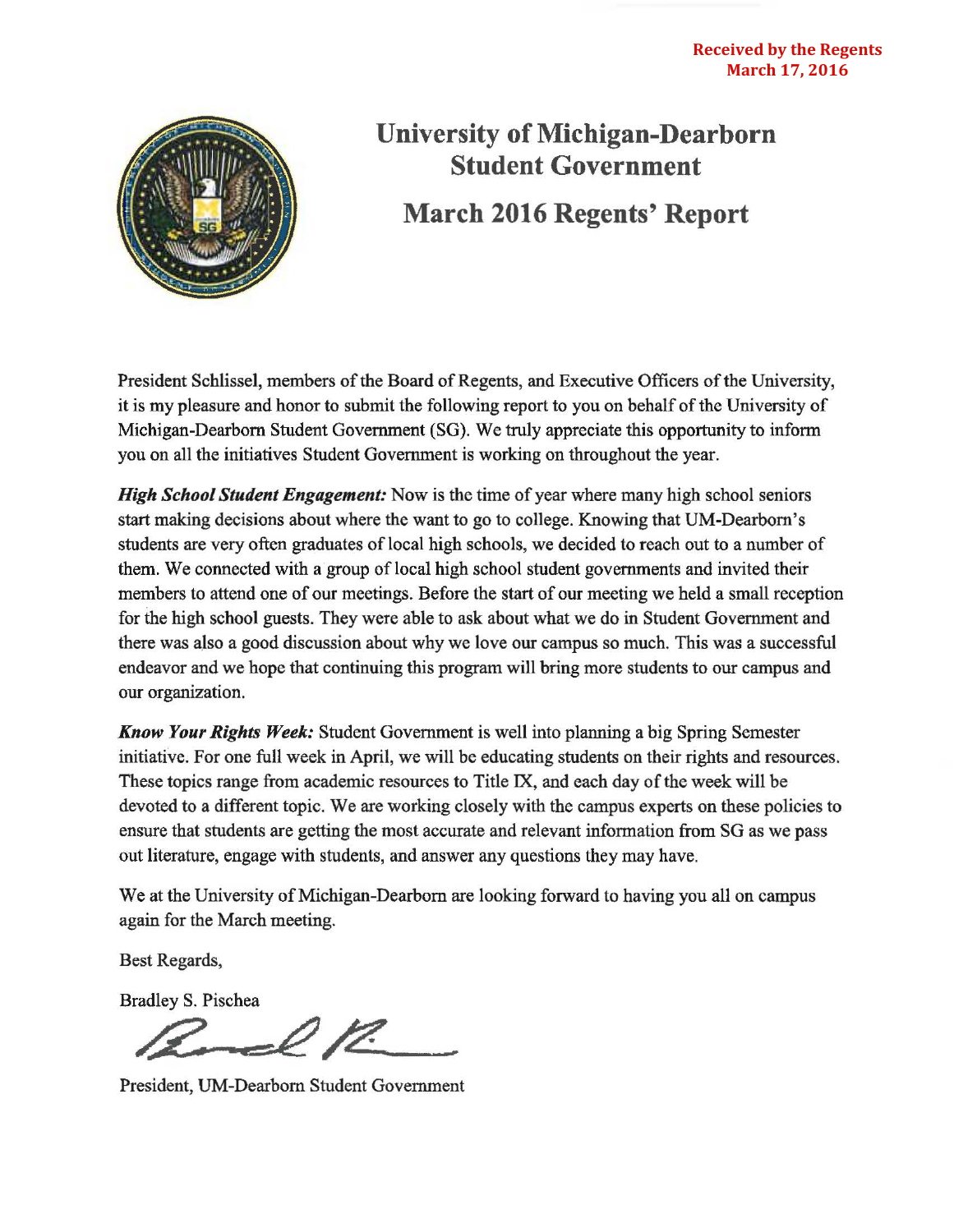**Received by the Regents**
**March 17, 2016**

# University of Michigan-Dearborn Student Government

## March 2016 Regents' Report

President Schlissel, members of the Board of Regents, and Executive Officers of the University, it is my pleasure and honor to submit the following report to you on behalf of the University of Michigan-Dearborn Student Government (SG). We truly appreciate this opportunity to inform you on all the initiatives Student Government is working on throughout the year.

***High School Student Engagement:*** Now is the time of year where many high school seniors start making decisions about where the want to go to college. Knowing that UM-Dearborn's students are very often graduates of local high schools, we decided to reach out to a number of them. We connected with a group of local high school student governments and invited their members to attend one of our meetings. Before the start of our meeting we held a small reception for the high school guests. They were able to ask about what we do in Student Government and there was also a good discussion about why we love our campus so much. This was a successful endeavor and we hope that continuing this program will bring more students to our campus and our organization.

***Know Your Rights Week:*** Student Government is well into planning a big Spring Semester initiative. For one full week in April, we will be educating students on their rights and resources. These topics range from academic resources to Title IX, and each day of the week will be devoted to a different topic. We are working closely with the campus experts on these policies to ensure that students are getting the most accurate and relevant information from SG as we pass out literature, engage with students, and answer any questions they may have.

We at the University of Michigan-Dearborn are looking forward to having you all on campus again for the March meeting.

Best Regards,

Bradley S. Pischea

President, UM-Dearborn Student Government